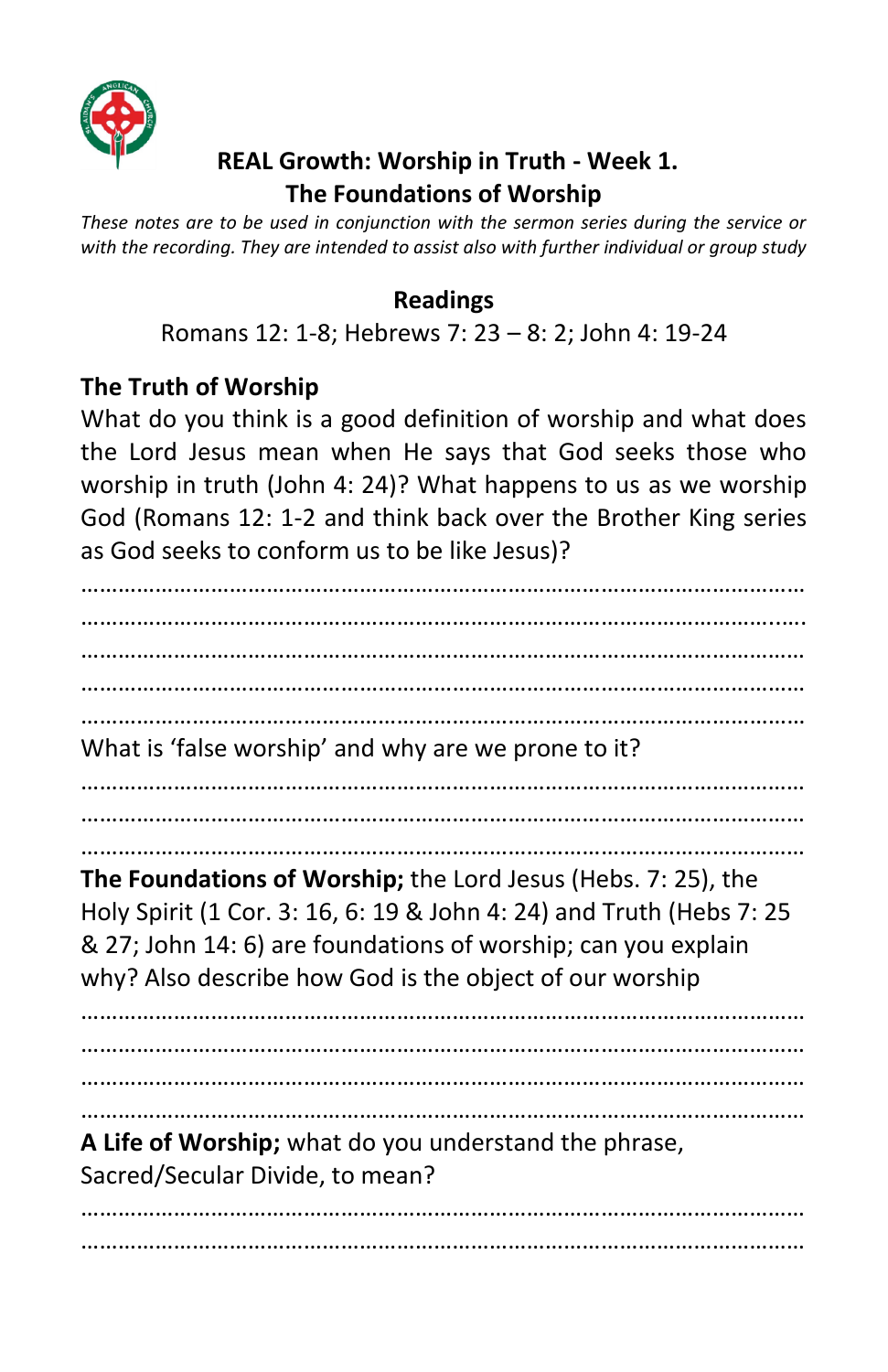## REAL Growth: Worship in Truth - Week 1.
## The Foundations of Worship

*These notes are to be used in conjunction with the sermon series during the service or with the recording. They are intended to assist also with further individual or group study*

### Readings

Romans 12: 1-8; Hebrews 7: 23 – 8: 2; John 4: 19-24

### The Truth of Worship

What do you think is a good definition of worship and what does the Lord Jesus mean when He says that God seeks those who worship in truth (John 4: 24)? What happens to us as we worship God (Romans 12: 1-2 and think back over the Brother King series as God seeks to conform us to be like Jesus)?

…………………………………………………………………………………………………………
…………………………………………………………………………………………………………
…………………………………………………………………………………………………………
…………………………………………………………………………………………………………
…………………………………………………………………………………………………………

What is 'false worship' and why are we prone to it?

…………………………………………………………………………………………………………
…………………………………………………………………………………………………………
…………………………………………………………………………………………………………

**The Foundations of Worship;** the Lord Jesus (Hebs. 7: 25), the Holy Spirit (1 Cor. 3: 16, 6: 19 & John 4: 24) and Truth (Hebs 7: 25 & 27; John 14: 6) are foundations of worship; can you explain why? Also describe how God is the object of our worship

…………………………………………………………………………………………………………
…………………………………………………………………………………………………………
…………………………………………………………………………………………………………
…………………………………………………………………………………………………………

**A Life of Worship;** what do you understand the phrase, Sacred/Secular Divide, to mean?

…………………………………………………………………………………………………………
…………………………………………………………………………………………………………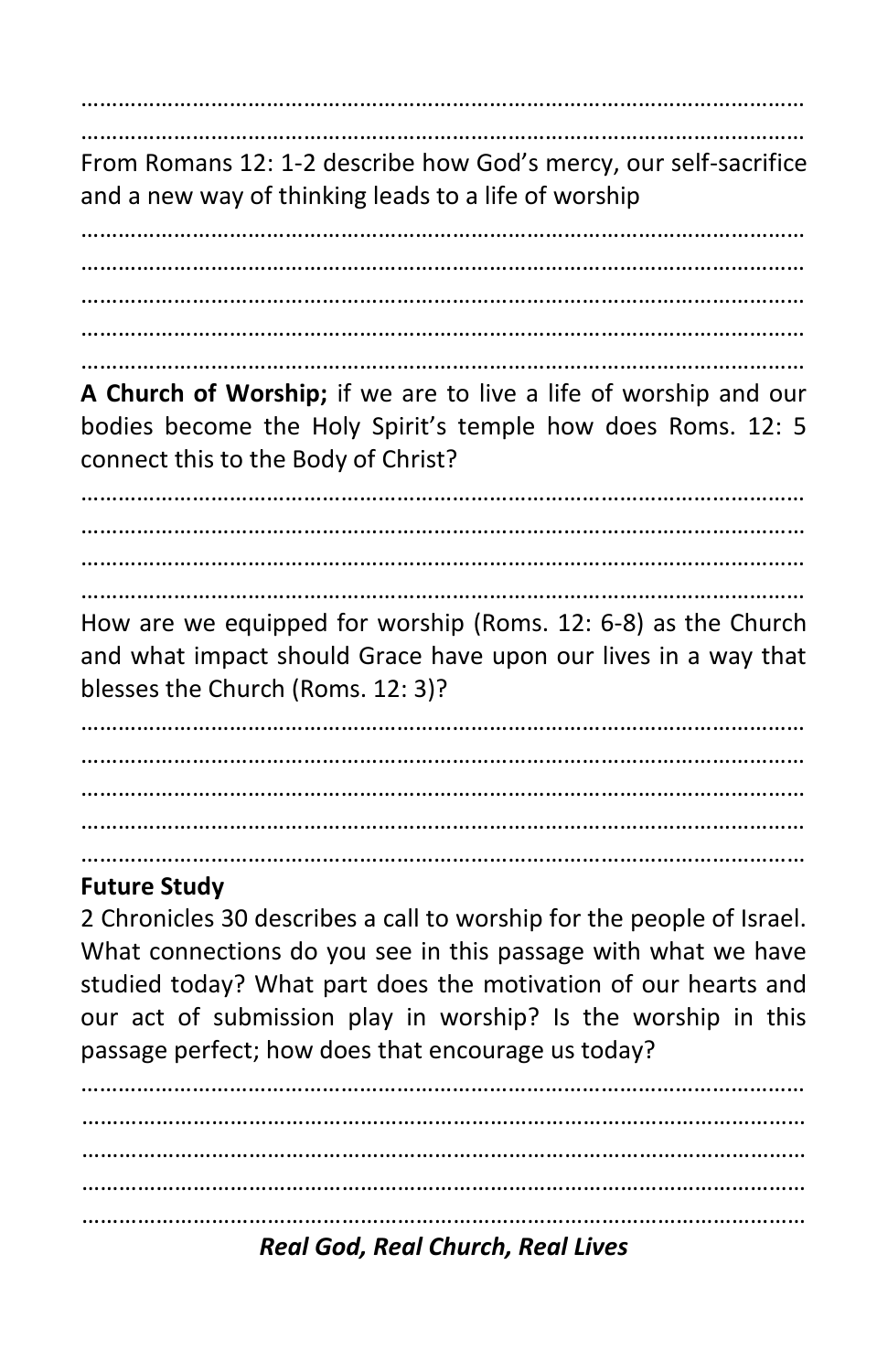……………………………………………………………………………………………………

……………………………………………………………………………………………………

From Romans 12: 1-2 describe how God's mercy, our self-sacrifice and a new way of thinking leads to a life of worship

……………………………………………………………………………………………………

……………………………………………………………………………………………………

……………………………………………………………………………………………………

……………………………………………………………………………………………………

……………………………………………………………………………………………………

**A Church of Worship;** if we are to live a life of worship and our bodies become the Holy Spirit's temple how does Roms. 12: 5 connect this to the Body of Christ?

……………………………………………………………………………………………………

……………………………………………………………………………………………………

……………………………………………………………………………………………………

……………………………………………………………………………………………………

How are we equipped for worship (Roms. 12: 6-8) as the Church and what impact should Grace have upon our lives in a way that blesses the Church (Roms. 12: 3)?

……………………………………………………………………………………………………

……………………………………………………………………………………………………

……………………………………………………………………………………………………

……………………………………………………………………………………………………

……………………………………………………………………………………………………

**Future Study**

2 Chronicles 30 describes a call to worship for the people of Israel. What connections do you see in this passage with what we have studied today? What part does the motivation of our hearts and our act of submission play in worship? Is the worship in this passage perfect; how does that encourage us today?

……………………………………………………………………………………………………

……………………………………………………………………………………………………

……………………………………………………………………………………………………

……………………………………………………………………………………………………

……………………………………………………………………………………………………

***Real God, Real Church, Real Lives***